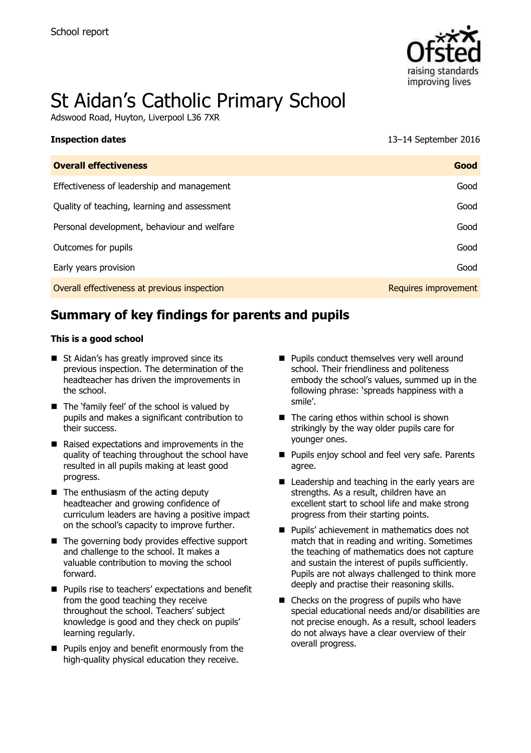School report

# St Aidan's Catholic Primary School

Adswood Road, Huyton, Liverpool L36 7XR

**Inspection dates** 13–14 September 2016

| **Overall effectiveness** | **Good** |
|---|---|
| Effectiveness of leadership and management | Good |
| Quality of teaching, learning and assessment | Good |
| Personal development, behaviour and welfare | Good |
| Outcomes for pupils | Good |
| Early years provision | Good |
| Overall effectiveness at previous inspection | Requires improvement |

## Summary of key findings for parents and pupils

**This is a good school**

- St Aidan's has greatly improved since its previous inspection. The determination of the headteacher has driven the improvements in the school.
- The 'family feel' of the school is valued by pupils and makes a significant contribution to their success.
- Raised expectations and improvements in the quality of teaching throughout the school have resulted in all pupils making at least good progress.
- The enthusiasm of the acting deputy headteacher and growing confidence of curriculum leaders are having a positive impact on the school's capacity to improve further.
- The governing body provides effective support and challenge to the school. It makes a valuable contribution to moving the school forward.
- Pupils rise to teachers' expectations and benefit from the good teaching they receive throughout the school. Teachers' subject knowledge is good and they check on pupils' learning regularly.
- Pupils enjoy and benefit enormously from the high-quality physical education they receive.
- Pupils conduct themselves very well around school. Their friendliness and politeness embody the school's values, summed up in the following phrase: 'spreads happiness with a smile'.
- The caring ethos within school is shown strikingly by the way older pupils care for younger ones.
- Pupils enjoy school and feel very safe. Parents agree.
- Leadership and teaching in the early years are strengths. As a result, children have an excellent start to school life and make strong progress from their starting points.
- Pupils' achievement in mathematics does not match that in reading and writing. Sometimes the teaching of mathematics does not capture and sustain the interest of pupils sufficiently. Pupils are not always challenged to think more deeply and practise their reasoning skills.
- Checks on the progress of pupils who have special educational needs and/or disabilities are not precise enough. As a result, school leaders do not always have a clear overview of their overall progress.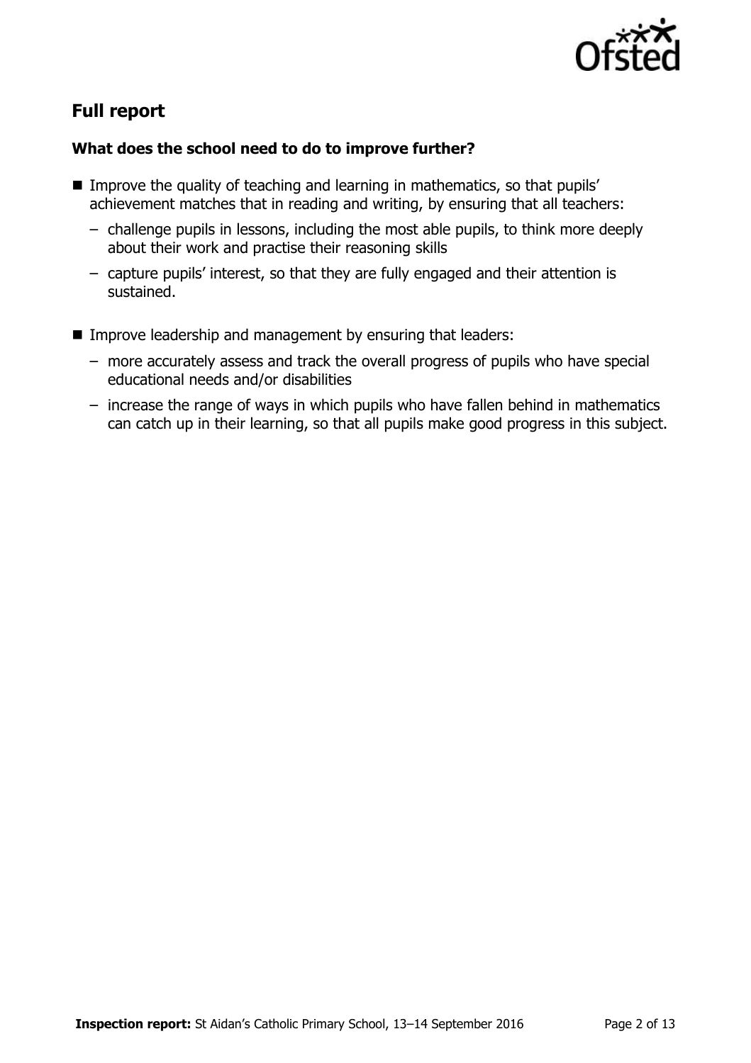## Full report

### What does the school need to do to improve further?

- Improve the quality of teaching and learning in mathematics, so that pupils' achievement matches that in reading and writing, by ensuring that all teachers:
  - challenge pupils in lessons, including the most able pupils, to think more deeply about their work and practise their reasoning skills
  - capture pupils' interest, so that they are fully engaged and their attention is sustained.
- Improve leadership and management by ensuring that leaders:
  - more accurately assess and track the overall progress of pupils who have special educational needs and/or disabilities
  - increase the range of ways in which pupils who have fallen behind in mathematics can catch up in their learning, so that all pupils make good progress in this subject.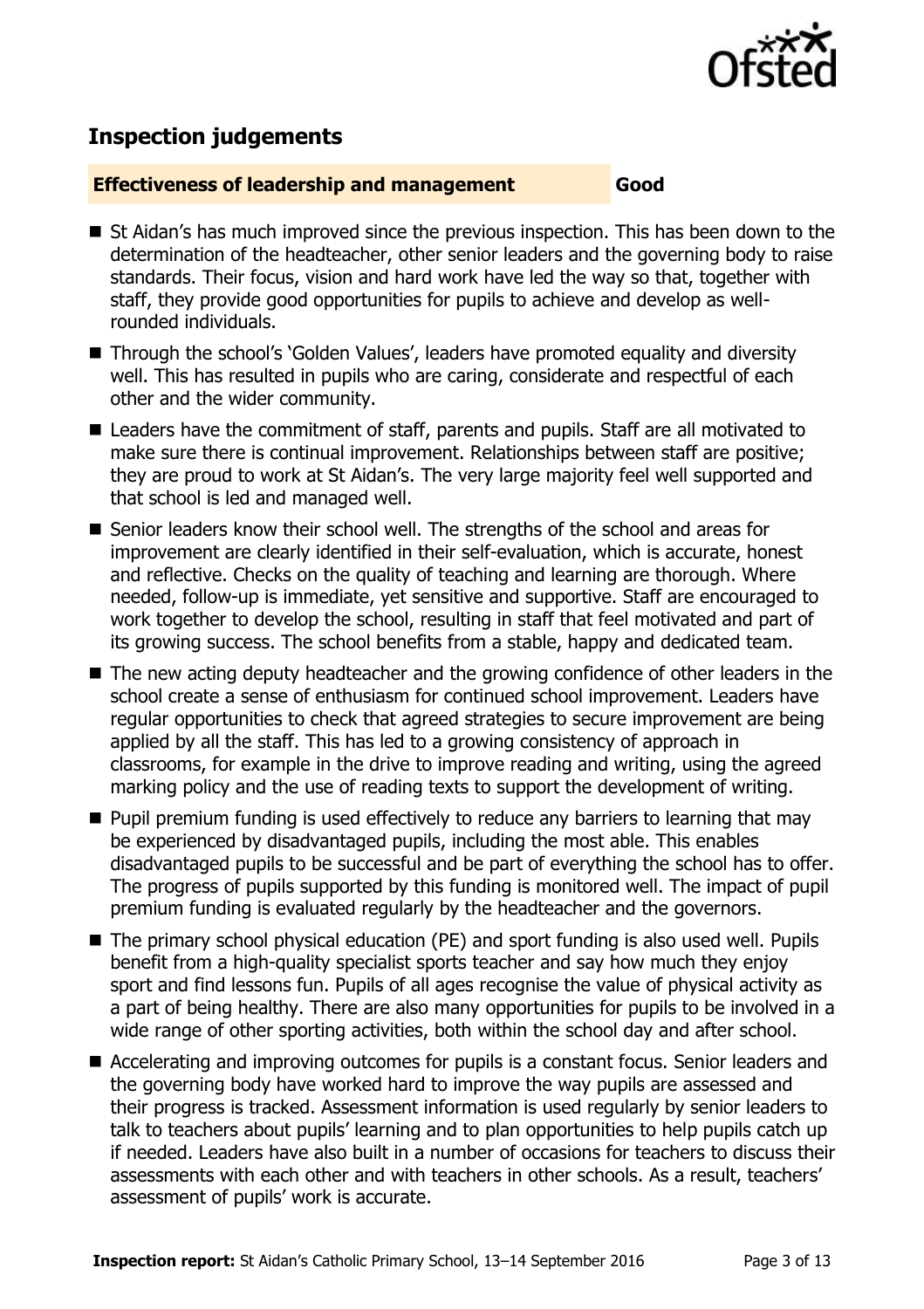## Inspection judgements

### Effectiveness of leadership and management — Good

- St Aidan's has much improved since the previous inspection. This has been down to the determination of the headteacher, other senior leaders and the governing body to raise standards. Their focus, vision and hard work have led the way so that, together with staff, they provide good opportunities for pupils to achieve and develop as well-rounded individuals.
- Through the school's 'Golden Values', leaders have promoted equality and diversity well. This has resulted in pupils who are caring, considerate and respectful of each other and the wider community.
- Leaders have the commitment of staff, parents and pupils. Staff are all motivated to make sure there is continual improvement. Relationships between staff are positive; they are proud to work at St Aidan's. The very large majority feel well supported and that school is led and managed well.
- Senior leaders know their school well. The strengths of the school and areas for improvement are clearly identified in their self-evaluation, which is accurate, honest and reflective. Checks on the quality of teaching and learning are thorough. Where needed, follow-up is immediate, yet sensitive and supportive. Staff are encouraged to work together to develop the school, resulting in staff that feel motivated and part of its growing success. The school benefits from a stable, happy and dedicated team.
- The new acting deputy headteacher and the growing confidence of other leaders in the school create a sense of enthusiasm for continued school improvement. Leaders have regular opportunities to check that agreed strategies to secure improvement are being applied by all the staff. This has led to a growing consistency of approach in classrooms, for example in the drive to improve reading and writing, using the agreed marking policy and the use of reading texts to support the development of writing.
- Pupil premium funding is used effectively to reduce any barriers to learning that may be experienced by disadvantaged pupils, including the most able. This enables disadvantaged pupils to be successful and be part of everything the school has to offer. The progress of pupils supported by this funding is monitored well. The impact of pupil premium funding is evaluated regularly by the headteacher and the governors.
- The primary school physical education (PE) and sport funding is also used well. Pupils benefit from a high-quality specialist sports teacher and say how much they enjoy sport and find lessons fun. Pupils of all ages recognise the value of physical activity as a part of being healthy. There are also many opportunities for pupils to be involved in a wide range of other sporting activities, both within the school day and after school.
- Accelerating and improving outcomes for pupils is a constant focus. Senior leaders and the governing body have worked hard to improve the way pupils are assessed and their progress is tracked. Assessment information is used regularly by senior leaders to talk to teachers about pupils' learning and to plan opportunities to help pupils catch up if needed. Leaders have also built in a number of occasions for teachers to discuss their assessments with each other and with teachers in other schools. As a result, teachers' assessment of pupils' work is accurate.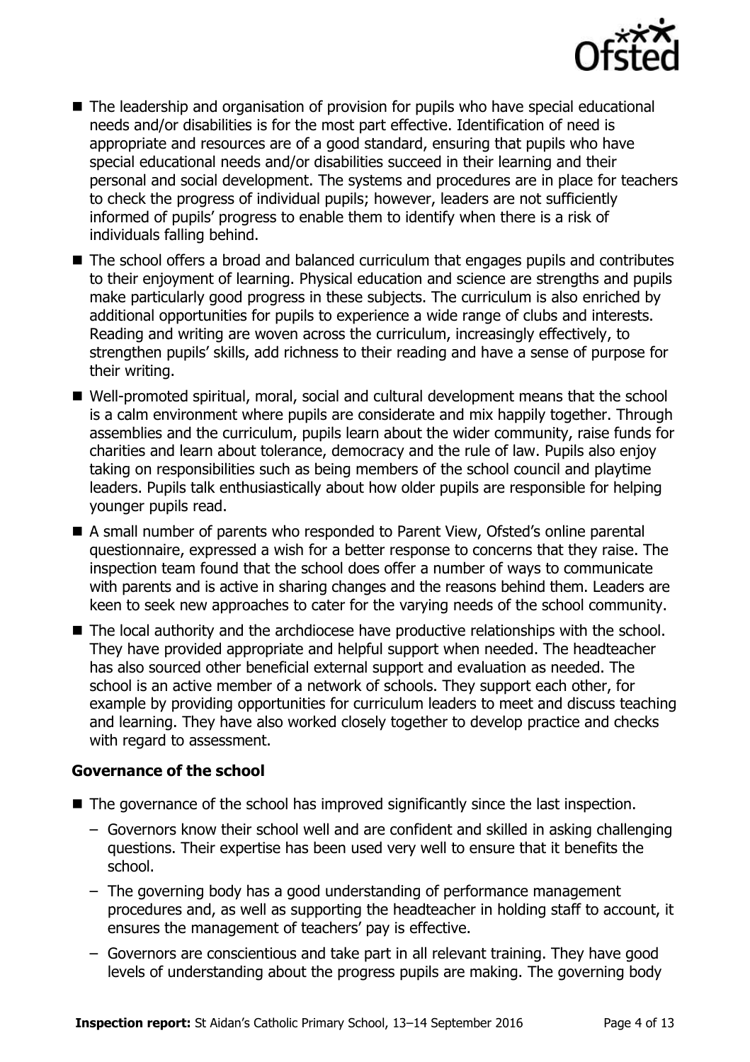- The leadership and organisation of provision for pupils who have special educational needs and/or disabilities is for the most part effective. Identification of need is appropriate and resources are of a good standard, ensuring that pupils who have special educational needs and/or disabilities succeed in their learning and their personal and social development. The systems and procedures are in place for teachers to check the progress of individual pupils; however, leaders are not sufficiently informed of pupils' progress to enable them to identify when there is a risk of individuals falling behind.
- The school offers a broad and balanced curriculum that engages pupils and contributes to their enjoyment of learning. Physical education and science are strengths and pupils make particularly good progress in these subjects. The curriculum is also enriched by additional opportunities for pupils to experience a wide range of clubs and interests. Reading and writing are woven across the curriculum, increasingly effectively, to strengthen pupils' skills, add richness to their reading and have a sense of purpose for their writing.
- Well-promoted spiritual, moral, social and cultural development means that the school is a calm environment where pupils are considerate and mix happily together. Through assemblies and the curriculum, pupils learn about the wider community, raise funds for charities and learn about tolerance, democracy and the rule of law. Pupils also enjoy taking on responsibilities such as being members of the school council and playtime leaders. Pupils talk enthusiastically about how older pupils are responsible for helping younger pupils read.
- A small number of parents who responded to Parent View, Ofsted's online parental questionnaire, expressed a wish for a better response to concerns that they raise. The inspection team found that the school does offer a number of ways to communicate with parents and is active in sharing changes and the reasons behind them. Leaders are keen to seek new approaches to cater for the varying needs of the school community.
- The local authority and the archdiocese have productive relationships with the school. They have provided appropriate and helpful support when needed. The headteacher has also sourced other beneficial external support and evaluation as needed. The school is an active member of a network of schools. They support each other, for example by providing opportunities for curriculum leaders to meet and discuss teaching and learning. They have also worked closely together to develop practice and checks with regard to assessment.

### Governance of the school

- The governance of the school has improved significantly since the last inspection.
  - Governors know their school well and are confident and skilled in asking challenging questions. Their expertise has been used very well to ensure that it benefits the school.
  - The governing body has a good understanding of performance management procedures and, as well as supporting the headteacher in holding staff to account, it ensures the management of teachers' pay is effective.
  - Governors are conscientious and take part in all relevant training. They have good levels of understanding about the progress pupils are making. The governing body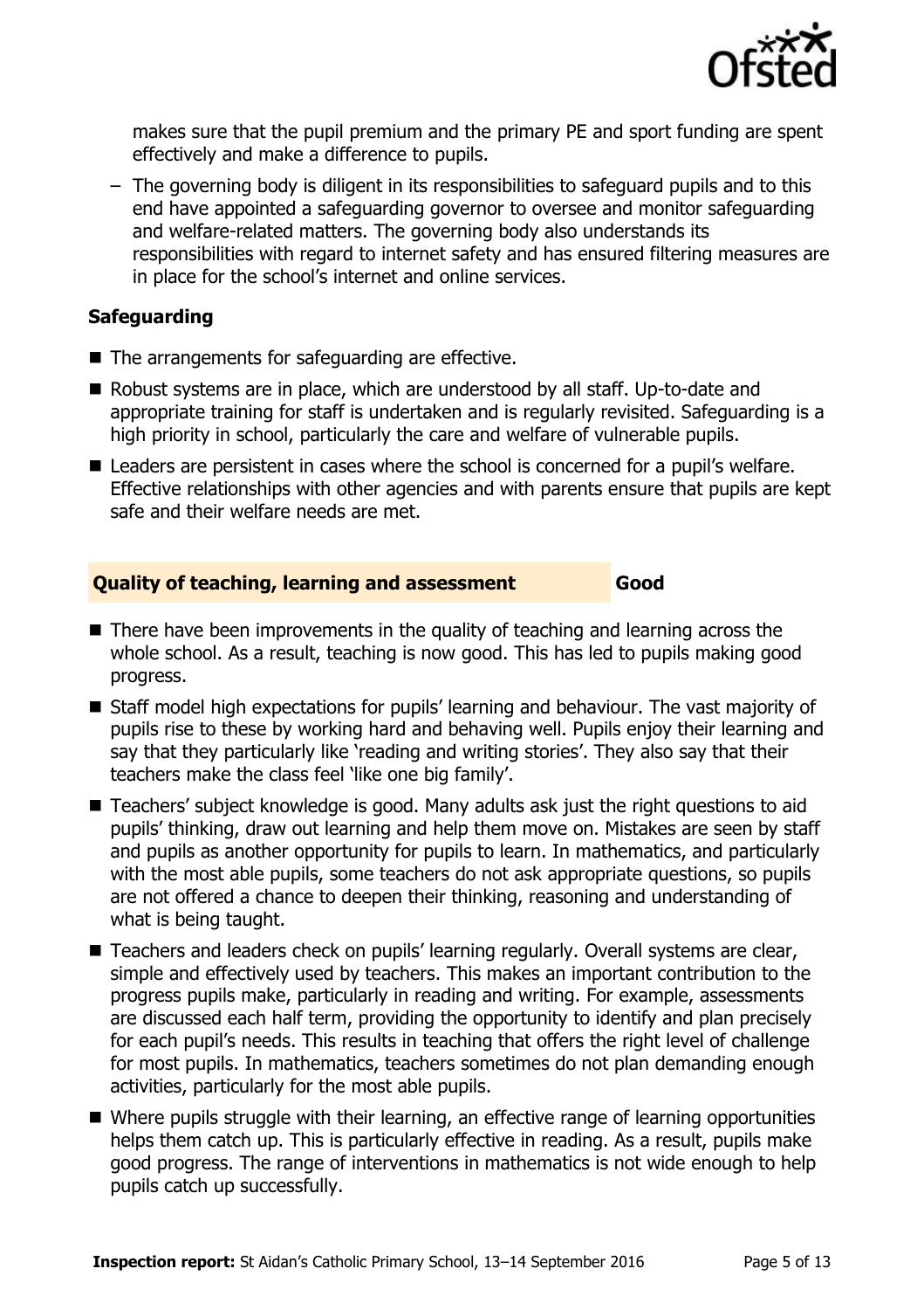makes sure that the pupil premium and the primary PE and sport funding are spent effectively and make a difference to pupils.

– The governing body is diligent in its responsibilities to safeguard pupils and to this end have appointed a safeguarding governor to oversee and monitor safeguarding and welfare-related matters. The governing body also understands its responsibilities with regard to internet safety and has ensured filtering measures are in place for the school's internet and online services.

### Safeguarding

- The arrangements for safeguarding are effective.
- Robust systems are in place, which are understood by all staff. Up-to-date and appropriate training for staff is undertaken and is regularly revisited. Safeguarding is a high priority in school, particularly the care and welfare of vulnerable pupils.
- Leaders are persistent in cases where the school is concerned for a pupil's welfare. Effective relationships with other agencies and with parents ensure that pupils are kept safe and their welfare needs are met.

### Quality of teaching, learning and assessment — Good

- There have been improvements in the quality of teaching and learning across the whole school. As a result, teaching is now good. This has led to pupils making good progress.
- Staff model high expectations for pupils' learning and behaviour. The vast majority of pupils rise to these by working hard and behaving well. Pupils enjoy their learning and say that they particularly like 'reading and writing stories'. They also say that their teachers make the class feel 'like one big family'.
- Teachers' subject knowledge is good. Many adults ask just the right questions to aid pupils' thinking, draw out learning and help them move on. Mistakes are seen by staff and pupils as another opportunity for pupils to learn. In mathematics, and particularly with the most able pupils, some teachers do not ask appropriate questions, so pupils are not offered a chance to deepen their thinking, reasoning and understanding of what is being taught.
- Teachers and leaders check on pupils' learning regularly. Overall systems are clear, simple and effectively used by teachers. This makes an important contribution to the progress pupils make, particularly in reading and writing. For example, assessments are discussed each half term, providing the opportunity to identify and plan precisely for each pupil's needs. This results in teaching that offers the right level of challenge for most pupils. In mathematics, teachers sometimes do not plan demanding enough activities, particularly for the most able pupils.
- Where pupils struggle with their learning, an effective range of learning opportunities helps them catch up. This is particularly effective in reading. As a result, pupils make good progress. The range of interventions in mathematics is not wide enough to help pupils catch up successfully.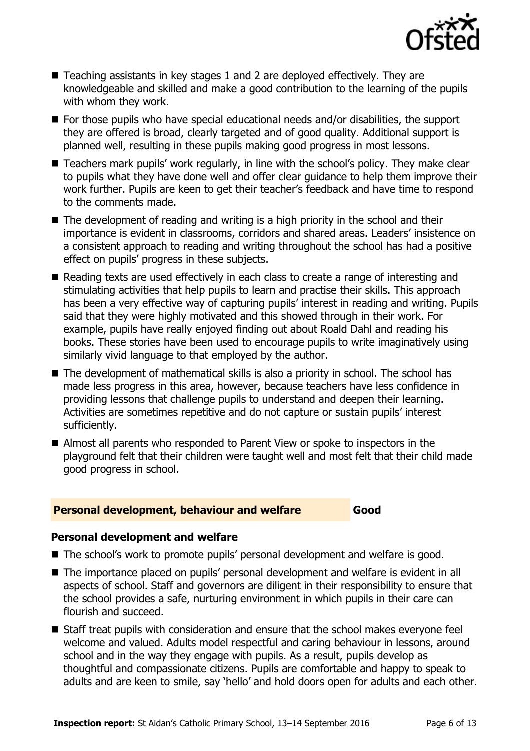- Teaching assistants in key stages 1 and 2 are deployed effectively. They are knowledgeable and skilled and make a good contribution to the learning of the pupils with whom they work.
- For those pupils who have special educational needs and/or disabilities, the support they are offered is broad, clearly targeted and of good quality. Additional support is planned well, resulting in these pupils making good progress in most lessons.
- Teachers mark pupils' work regularly, in line with the school's policy. They make clear to pupils what they have done well and offer clear guidance to help them improve their work further. Pupils are keen to get their teacher's feedback and have time to respond to the comments made.
- The development of reading and writing is a high priority in the school and their importance is evident in classrooms, corridors and shared areas. Leaders' insistence on a consistent approach to reading and writing throughout the school has had a positive effect on pupils' progress in these subjects.
- Reading texts are used effectively in each class to create a range of interesting and stimulating activities that help pupils to learn and practise their skills. This approach has been a very effective way of capturing pupils' interest in reading and writing. Pupils said that they were highly motivated and this showed through in their work. For example, pupils have really enjoyed finding out about Roald Dahl and reading his books. These stories have been used to encourage pupils to write imaginatively using similarly vivid language to that employed by the author.
- The development of mathematical skills is also a priority in school. The school has made less progress in this area, however, because teachers have less confidence in providing lessons that challenge pupils to understand and deepen their learning. Activities are sometimes repetitive and do not capture or sustain pupils' interest sufficiently.
- Almost all parents who responded to Parent View or spoke to inspectors in the playground felt that their children were taught well and most felt that their child made good progress in school.

## Personal development, behaviour and welfare — Good

### Personal development and welfare

- The school's work to promote pupils' personal development and welfare is good.
- The importance placed on pupils' personal development and welfare is evident in all aspects of school. Staff and governors are diligent in their responsibility to ensure that the school provides a safe, nurturing environment in which pupils in their care can flourish and succeed.
- Staff treat pupils with consideration and ensure that the school makes everyone feel welcome and valued. Adults model respectful and caring behaviour in lessons, around school and in the way they engage with pupils. As a result, pupils develop as thoughtful and compassionate citizens. Pupils are comfortable and happy to speak to adults and are keen to smile, say 'hello' and hold doors open for adults and each other.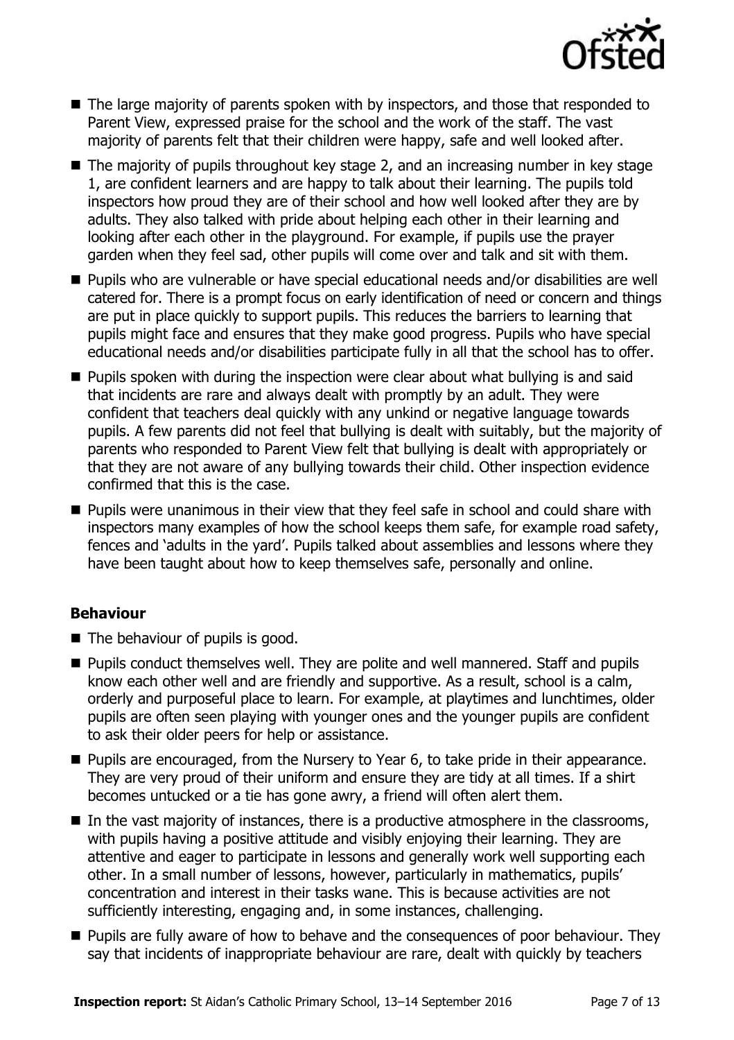- The large majority of parents spoken with by inspectors, and those that responded to Parent View, expressed praise for the school and the work of the staff. The vast majority of parents felt that their children were happy, safe and well looked after.
- The majority of pupils throughout key stage 2, and an increasing number in key stage 1, are confident learners and are happy to talk about their learning. The pupils told inspectors how proud they are of their school and how well looked after they are by adults. They also talked with pride about helping each other in their learning and looking after each other in the playground. For example, if pupils use the prayer garden when they feel sad, other pupils will come over and talk and sit with them.
- Pupils who are vulnerable or have special educational needs and/or disabilities are well catered for. There is a prompt focus on early identification of need or concern and things are put in place quickly to support pupils. This reduces the barriers to learning that pupils might face and ensures that they make good progress. Pupils who have special educational needs and/or disabilities participate fully in all that the school has to offer.
- Pupils spoken with during the inspection were clear about what bullying is and said that incidents are rare and always dealt with promptly by an adult. They were confident that teachers deal quickly with any unkind or negative language towards pupils. A few parents did not feel that bullying is dealt with suitably, but the majority of parents who responded to Parent View felt that bullying is dealt with appropriately or that they are not aware of any bullying towards their child. Other inspection evidence confirmed that this is the case.
- Pupils were unanimous in their view that they feel safe in school and could share with inspectors many examples of how the school keeps them safe, for example road safety, fences and 'adults in the yard'. Pupils talked about assemblies and lessons where they have been taught about how to keep themselves safe, personally and online.

### Behaviour

- The behaviour of pupils is good.
- Pupils conduct themselves well. They are polite and well mannered. Staff and pupils know each other well and are friendly and supportive. As a result, school is a calm, orderly and purposeful place to learn. For example, at playtimes and lunchtimes, older pupils are often seen playing with younger ones and the younger pupils are confident to ask their older peers for help or assistance.
- Pupils are encouraged, from the Nursery to Year 6, to take pride in their appearance. They are very proud of their uniform and ensure they are tidy at all times. If a shirt becomes untucked or a tie has gone awry, a friend will often alert them.
- In the vast majority of instances, there is a productive atmosphere in the classrooms, with pupils having a positive attitude and visibly enjoying their learning. They are attentive and eager to participate in lessons and generally work well supporting each other. In a small number of lessons, however, particularly in mathematics, pupils' concentration and interest in their tasks wane. This is because activities are not sufficiently interesting, engaging and, in some instances, challenging.
- Pupils are fully aware of how to behave and the consequences of poor behaviour. They say that incidents of inappropriate behaviour are rare, dealt with quickly by teachers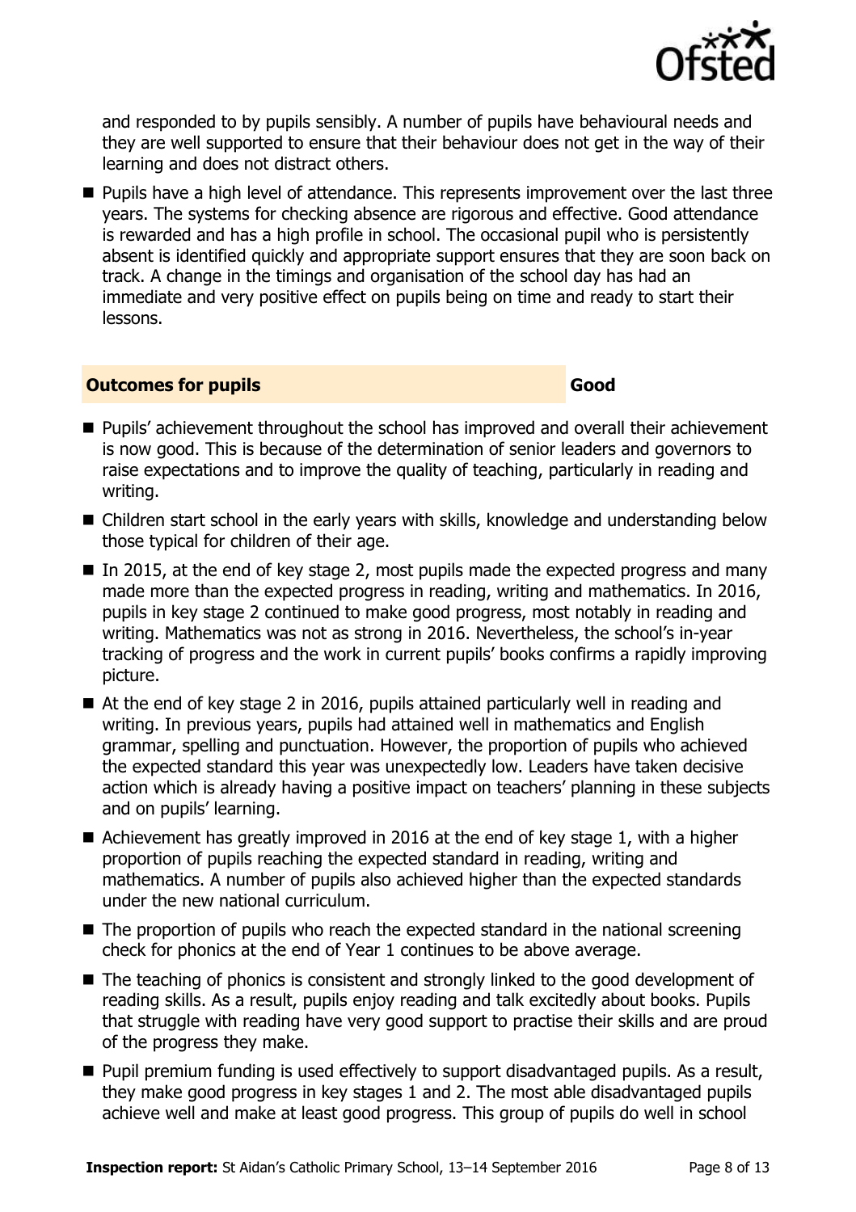and responded to by pupils sensibly. A number of pupils have behavioural needs and they are well supported to ensure that their behaviour does not get in the way of their learning and does not distract others.

- Pupils have a high level of attendance. This represents improvement over the last three years. The systems for checking absence are rigorous and effective. Good attendance is rewarded and has a high profile in school. The occasional pupil who is persistently absent is identified quickly and appropriate support ensures that they are soon back on track. A change in the timings and organisation of the school day has had an immediate and very positive effect on pupils being on time and ready to start their lessons.

## Outcomes for pupils — Good

- Pupils' achievement throughout the school has improved and overall their achievement is now good. This is because of the determination of senior leaders and governors to raise expectations and to improve the quality of teaching, particularly in reading and writing.
- Children start school in the early years with skills, knowledge and understanding below those typical for children of their age.
- In 2015, at the end of key stage 2, most pupils made the expected progress and many made more than the expected progress in reading, writing and mathematics. In 2016, pupils in key stage 2 continued to make good progress, most notably in reading and writing. Mathematics was not as strong in 2016. Nevertheless, the school's in-year tracking of progress and the work in current pupils' books confirms a rapidly improving picture.
- At the end of key stage 2 in 2016, pupils attained particularly well in reading and writing. In previous years, pupils had attained well in mathematics and English grammar, spelling and punctuation. However, the proportion of pupils who achieved the expected standard this year was unexpectedly low. Leaders have taken decisive action which is already having a positive impact on teachers' planning in these subjects and on pupils' learning.
- Achievement has greatly improved in 2016 at the end of key stage 1, with a higher proportion of pupils reaching the expected standard in reading, writing and mathematics. A number of pupils also achieved higher than the expected standards under the new national curriculum.
- The proportion of pupils who reach the expected standard in the national screening check for phonics at the end of Year 1 continues to be above average.
- The teaching of phonics is consistent and strongly linked to the good development of reading skills. As a result, pupils enjoy reading and talk excitedly about books. Pupils that struggle with reading have very good support to practise their skills and are proud of the progress they make.
- Pupil premium funding is used effectively to support disadvantaged pupils. As a result, they make good progress in key stages 1 and 2. The most able disadvantaged pupils achieve well and make at least good progress. This group of pupils do well in school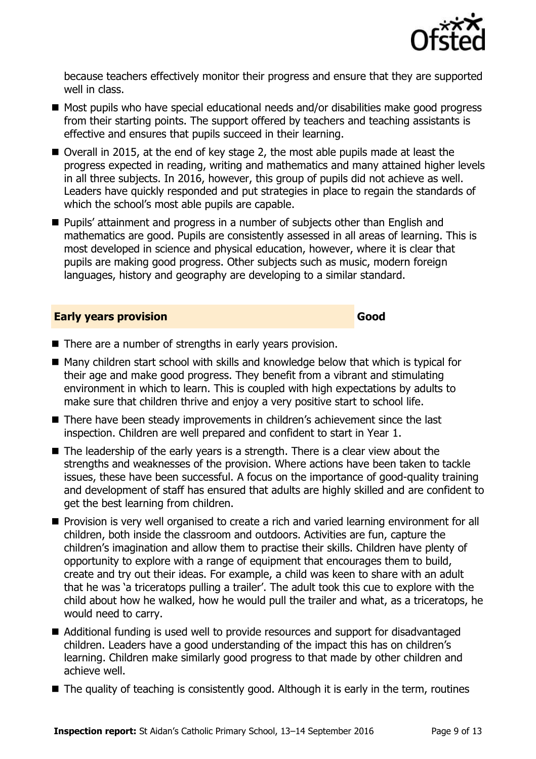because teachers effectively monitor their progress and ensure that they are supported well in class.

- Most pupils who have special educational needs and/or disabilities make good progress from their starting points. The support offered by teachers and teaching assistants is effective and ensures that pupils succeed in their learning.
- Overall in 2015, at the end of key stage 2, the most able pupils made at least the progress expected in reading, writing and mathematics and many attained higher levels in all three subjects. In 2016, however, this group of pupils did not achieve as well. Leaders have quickly responded and put strategies in place to regain the standards of which the school's most able pupils are capable.
- Pupils' attainment and progress in a number of subjects other than English and mathematics are good. Pupils are consistently assessed in all areas of learning. This is most developed in science and physical education, however, where it is clear that pupils are making good progress. Other subjects such as music, modern foreign languages, history and geography are developing to a similar standard.

## Early years provision — Good

- There are a number of strengths in early years provision.
- Many children start school with skills and knowledge below that which is typical for their age and make good progress. They benefit from a vibrant and stimulating environment in which to learn. This is coupled with high expectations by adults to make sure that children thrive and enjoy a very positive start to school life.
- There have been steady improvements in children's achievement since the last inspection. Children are well prepared and confident to start in Year 1.
- The leadership of the early years is a strength. There is a clear view about the strengths and weaknesses of the provision. Where actions have been taken to tackle issues, these have been successful. A focus on the importance of good-quality training and development of staff has ensured that adults are highly skilled and are confident to get the best learning from children.
- Provision is very well organised to create a rich and varied learning environment for all children, both inside the classroom and outdoors. Activities are fun, capture the children's imagination and allow them to practise their skills. Children have plenty of opportunity to explore with a range of equipment that encourages them to build, create and try out their ideas. For example, a child was keen to share with an adult that he was 'a triceratops pulling a trailer'. The adult took this cue to explore with the child about how he walked, how he would pull the trailer and what, as a triceratops, he would need to carry.
- Additional funding is used well to provide resources and support for disadvantaged children. Leaders have a good understanding of the impact this has on children's learning. Children make similarly good progress to that made by other children and achieve well.
- The quality of teaching is consistently good. Although it is early in the term, routines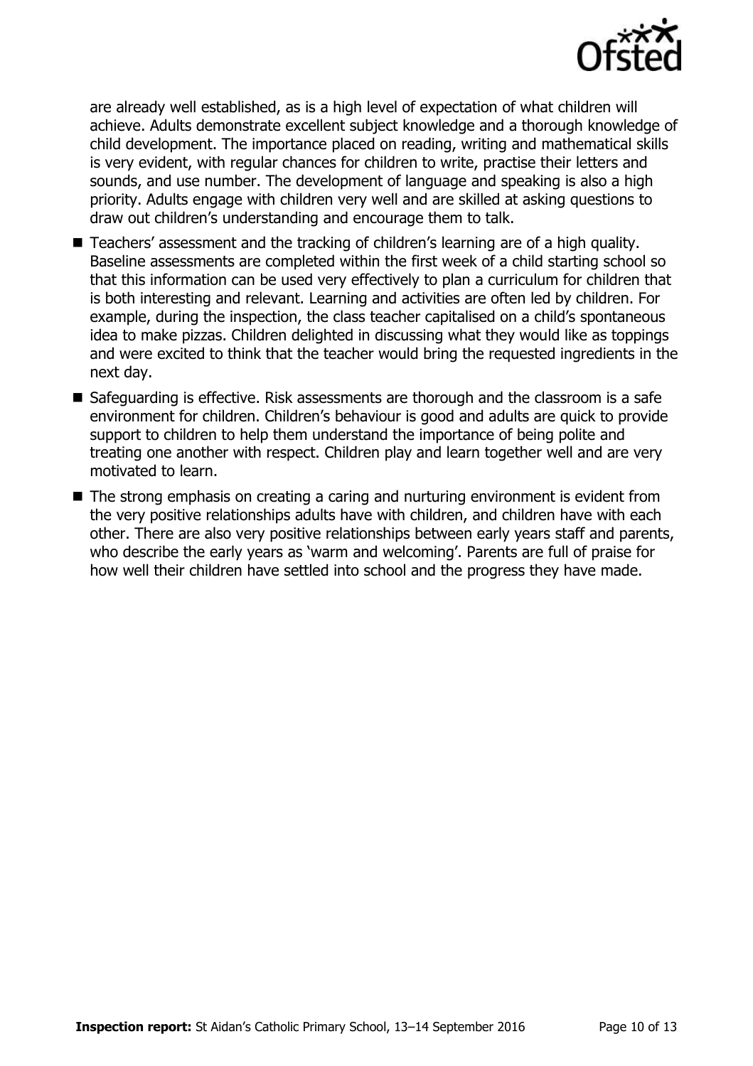are already well established, as is a high level of expectation of what children will achieve. Adults demonstrate excellent subject knowledge and a thorough knowledge of child development. The importance placed on reading, writing and mathematical skills is very evident, with regular chances for children to write, practise their letters and sounds, and use number. The development of language and speaking is also a high priority. Adults engage with children very well and are skilled at asking questions to draw out children's understanding and encourage them to talk.

- Teachers' assessment and the tracking of children's learning are of a high quality. Baseline assessments are completed within the first week of a child starting school so that this information can be used very effectively to plan a curriculum for children that is both interesting and relevant. Learning and activities are often led by children. For example, during the inspection, the class teacher capitalised on a child's spontaneous idea to make pizzas. Children delighted in discussing what they would like as toppings and were excited to think that the teacher would bring the requested ingredients in the next day.
- Safeguarding is effective. Risk assessments are thorough and the classroom is a safe environment for children. Children's behaviour is good and adults are quick to provide support to children to help them understand the importance of being polite and treating one another with respect. Children play and learn together well and are very motivated to learn.
- The strong emphasis on creating a caring and nurturing environment is evident from the very positive relationships adults have with children, and children have with each other. There are also very positive relationships between early years staff and parents, who describe the early years as 'warm and welcoming'. Parents are full of praise for how well their children have settled into school and the progress they have made.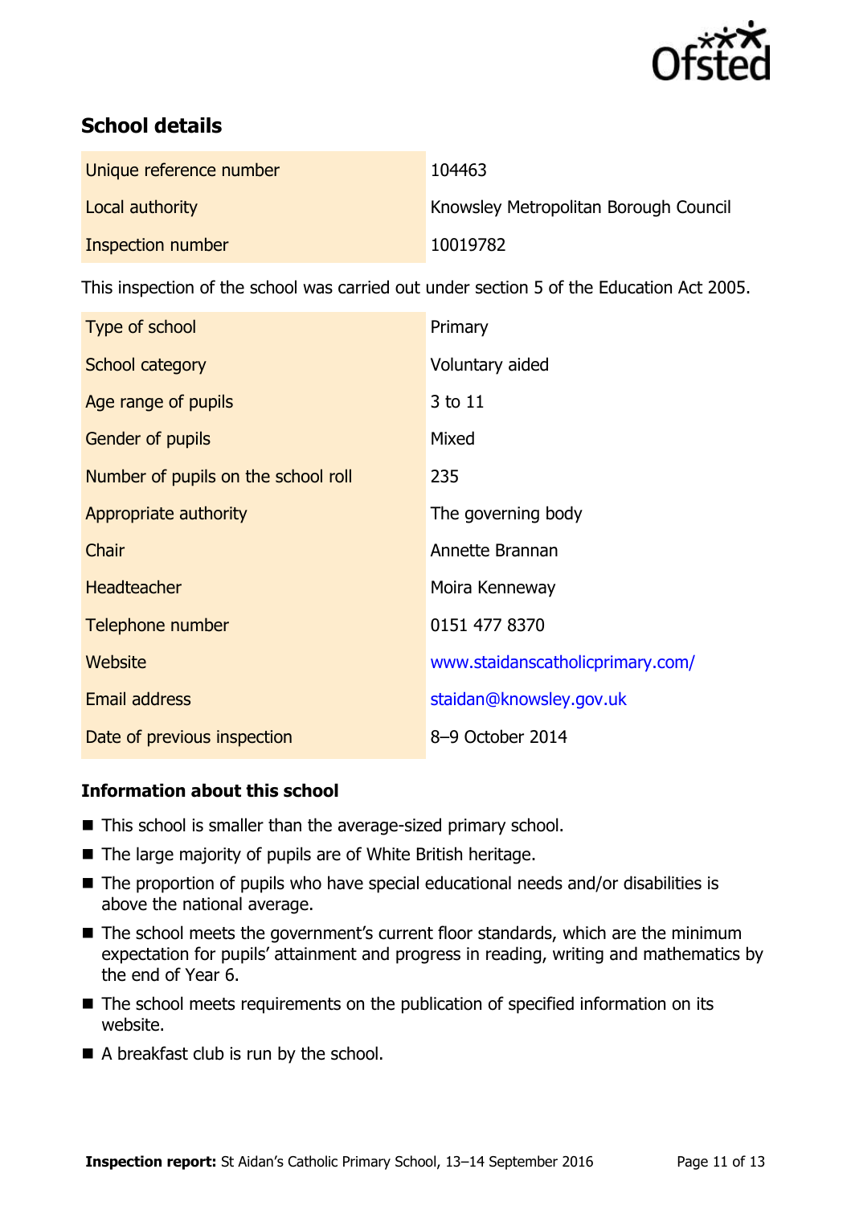## School details

| | |
|---|---|
| Unique reference number | 104463 |
| Local authority | Knowsley Metropolitan Borough Council |
| Inspection number | 10019782 |

This inspection of the school was carried out under section 5 of the Education Act 2005.

| | |
|---|---|
| Type of school | Primary |
| School category | Voluntary aided |
| Age range of pupils | 3 to 11 |
| Gender of pupils | Mixed |
| Number of pupils on the school roll | 235 |
| Appropriate authority | The governing body |
| Chair | Annette Brannan |
| Headteacher | Moira Kenneway |
| Telephone number | 0151 477 8370 |
| Website | www.staidanscatholicprimary.com/ |
| Email address | staidan@knowsley.gov.uk |
| Date of previous inspection | 8–9 October 2014 |

### Information about this school

- This school is smaller than the average-sized primary school.
- The large majority of pupils are of White British heritage.
- The proportion of pupils who have special educational needs and/or disabilities is above the national average.
- The school meets the government's current floor standards, which are the minimum expectation for pupils' attainment and progress in reading, writing and mathematics by the end of Year 6.
- The school meets requirements on the publication of specified information on its website.
- A breakfast club is run by the school.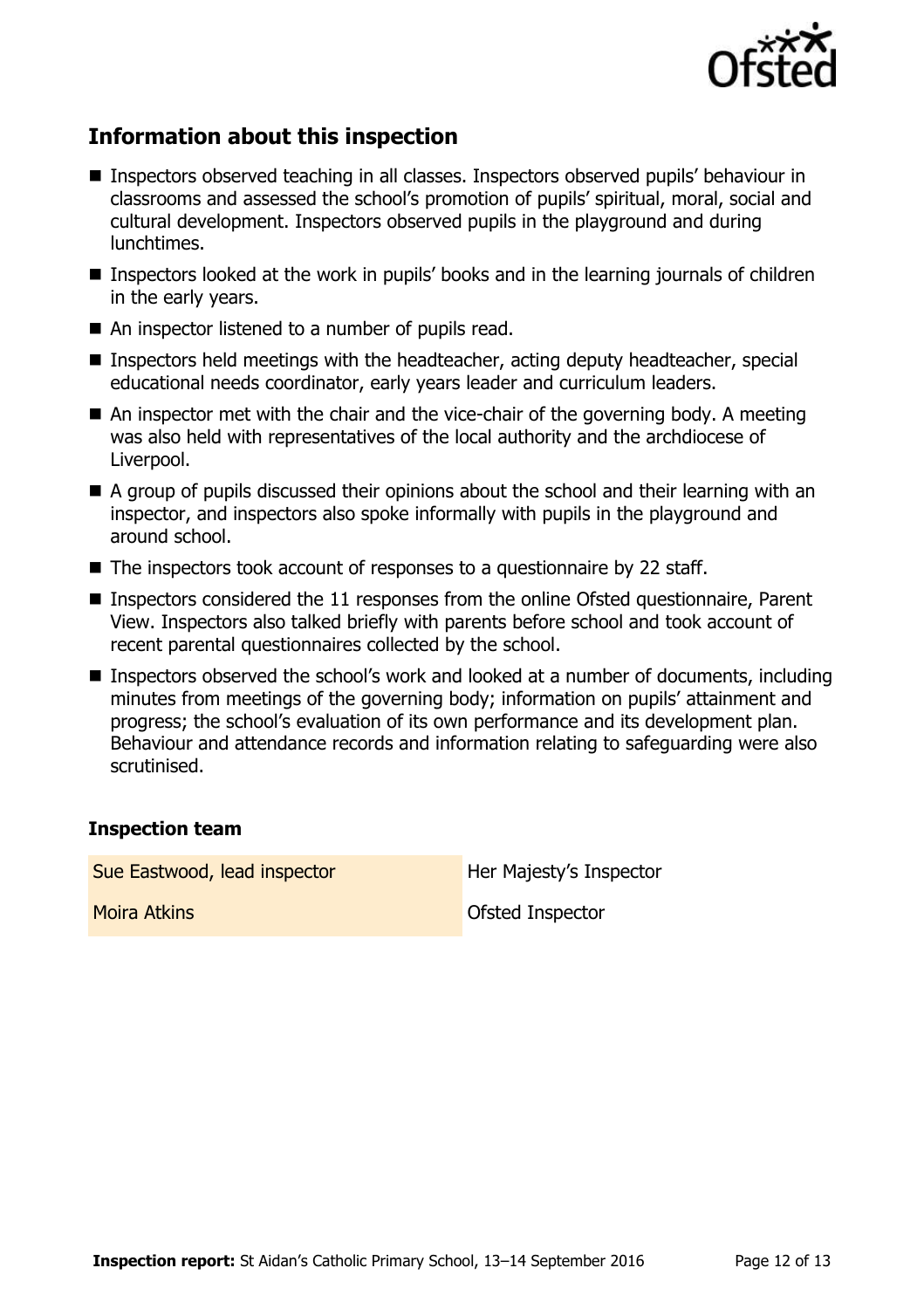## Information about this inspection

- Inspectors observed teaching in all classes. Inspectors observed pupils' behaviour in classrooms and assessed the school's promotion of pupils' spiritual, moral, social and cultural development. Inspectors observed pupils in the playground and during lunchtimes.
- Inspectors looked at the work in pupils' books and in the learning journals of children in the early years.
- An inspector listened to a number of pupils read.
- Inspectors held meetings with the headteacher, acting deputy headteacher, special educational needs coordinator, early years leader and curriculum leaders.
- An inspector met with the chair and the vice-chair of the governing body. A meeting was also held with representatives of the local authority and the archdiocese of Liverpool.
- A group of pupils discussed their opinions about the school and their learning with an inspector, and inspectors also spoke informally with pupils in the playground and around school.
- The inspectors took account of responses to a questionnaire by 22 staff.
- Inspectors considered the 11 responses from the online Ofsted questionnaire, Parent View. Inspectors also talked briefly with parents before school and took account of recent parental questionnaires collected by the school.
- Inspectors observed the school's work and looked at a number of documents, including minutes from meetings of the governing body; information on pupils' attainment and progress; the school's evaluation of its own performance and its development plan. Behaviour and attendance records and information relating to safeguarding were also scrutinised.

### Inspection team

| | |
|---|---|
| Sue Eastwood, lead inspector | Her Majesty's Inspector |
| Moira Atkins | Ofsted Inspector |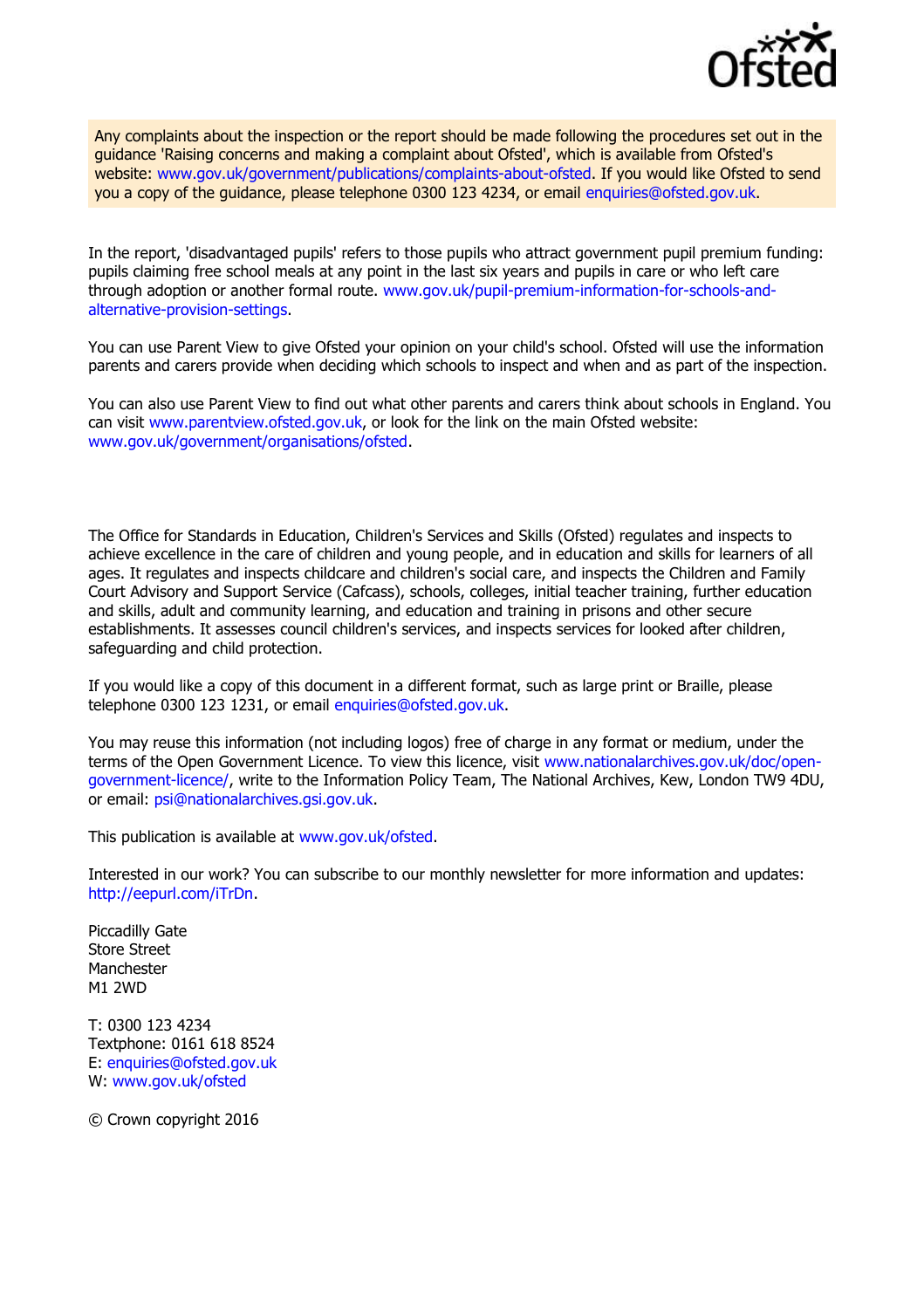Any complaints about the inspection or the report should be made following the procedures set out in the guidance 'Raising concerns and making a complaint about Ofsted', which is available from Ofsted's website: www.gov.uk/government/publications/complaints-about-ofsted. If you would like Ofsted to send you a copy of the guidance, please telephone 0300 123 4234, or email enquiries@ofsted.gov.uk.

In the report, 'disadvantaged pupils' refers to those pupils who attract government pupil premium funding: pupils claiming free school meals at any point in the last six years and pupils in care or who left care through adoption or another formal route. www.gov.uk/pupil-premium-information-for-schools-and-alternative-provision-settings.

You can use Parent View to give Ofsted your opinion on your child's school. Ofsted will use the information parents and carers provide when deciding which schools to inspect and when and as part of the inspection.

You can also use Parent View to find out what other parents and carers think about schools in England. You can visit www.parentview.ofsted.gov.uk, or look for the link on the main Ofsted website: www.gov.uk/government/organisations/ofsted.

The Office for Standards in Education, Children's Services and Skills (Ofsted) regulates and inspects to achieve excellence in the care of children and young people, and in education and skills for learners of all ages. It regulates and inspects childcare and children's social care, and inspects the Children and Family Court Advisory and Support Service (Cafcass), schools, colleges, initial teacher training, further education and skills, adult and community learning, and education and training in prisons and other secure establishments. It assesses council children's services, and inspects services for looked after children, safeguarding and child protection.

If you would like a copy of this document in a different format, such as large print or Braille, please telephone 0300 123 1231, or email enquiries@ofsted.gov.uk.

You may reuse this information (not including logos) free of charge in any format or medium, under the terms of the Open Government Licence. To view this licence, visit www.nationalarchives.gov.uk/doc/open-government-licence/, write to the Information Policy Team, The National Archives, Kew, London TW9 4DU, or email: psi@nationalarchives.gsi.gov.uk.

This publication is available at www.gov.uk/ofsted.

Interested in our work? You can subscribe to our monthly newsletter for more information and updates: http://eepurl.com/iTrDn.

Piccadilly Gate
Store Street
Manchester
M1 2WD

T: 0300 123 4234
Textphone: 0161 618 8524
E: enquiries@ofsted.gov.uk
W: www.gov.uk/ofsted

© Crown copyright 2016